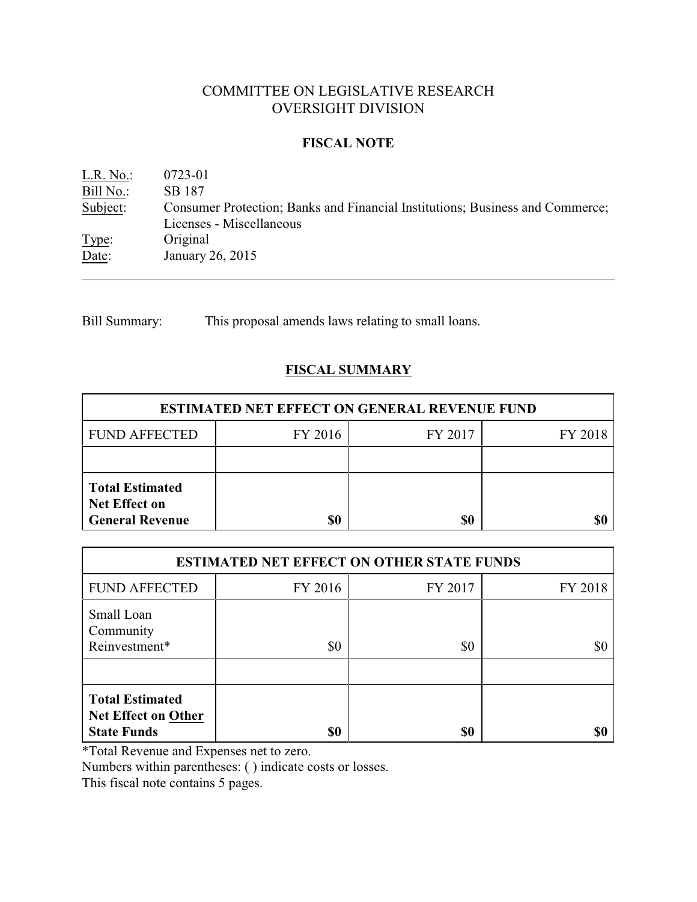# COMMITTEE ON LEGISLATIVE RESEARCH
# OVERSIGHT DIVISION

## FISCAL NOTE

| | |
|---|---|
| L.R. No.: | 0723-01 |
| Bill No.: | SB 187 |
| Subject: | Consumer Protection; Banks and Financial Institutions; Business and Commerce; Licenses - Miscellaneous |
| Type: | Original |
| Date: | January 26, 2015 |

Bill Summary: This proposal amends laws relating to small loans.

## FISCAL SUMMARY

| ESTIMATED NET EFFECT ON GENERAL REVENUE FUND | | | |
|---|---|---|---|
| FUND AFFECTED | FY 2016 | FY 2017 | FY 2018 |
| | | | |
| **Total Estimated Net Effect on General Revenue** | **$0** | **$0** | **$0** |

| ESTIMATED NET EFFECT ON OTHER STATE FUNDS | | | |
|---|---|---|---|
| FUND AFFECTED | FY 2016 | FY 2017 | FY 2018 |
| Small Loan Community Reinvestment* | $0 | $0 | $0 |
| | | | |
| **Total Estimated Net Effect on Other State Funds** | **$0** | **$0** | **$0** |

*Total Revenue and Expenses net to zero.

Numbers within parentheses: ( ) indicate costs or losses.

This fiscal note contains 5 pages.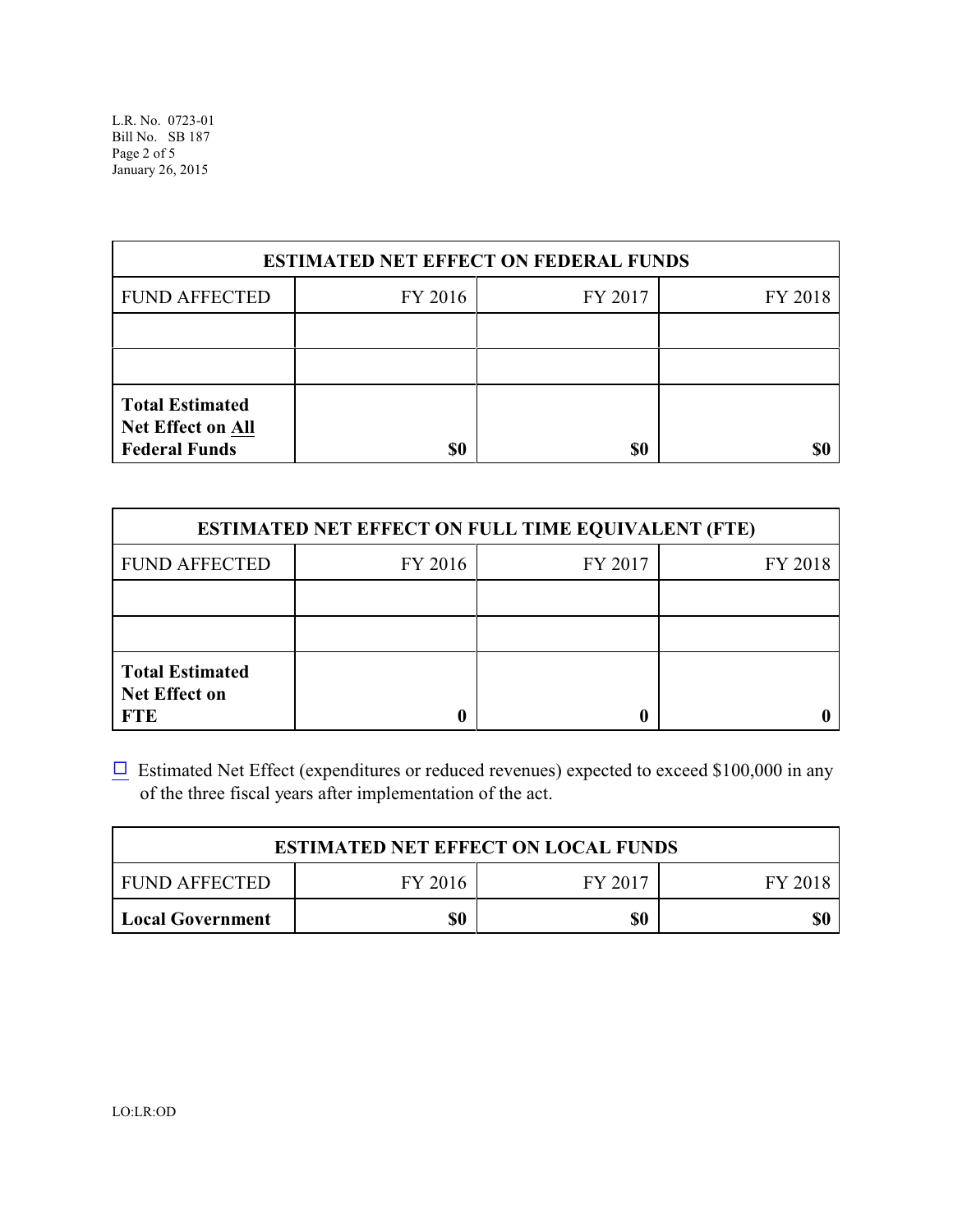| ESTIMATED NET EFFECT ON FEDERAL FUNDS | | | |
|---|---|---|---|
| FUND AFFECTED | FY 2016 | FY 2017 | FY 2018 |
| | | | |
| | | | |
| **Total Estimated Net Effect on All Federal Funds** | **$0** | **$0** | **$0** |

| ESTIMATED NET EFFECT ON FULL TIME EQUIVALENT (FTE) | | | |
|---|---|---|---|
| FUND AFFECTED | FY 2016 | FY 2017 | FY 2018 |
| | | | |
| | | | |
| **Total Estimated Net Effect on FTE** | **0** | **0** | **0** |

☐ Estimated Net Effect (expenditures or reduced revenues) expected to exceed $100,000 in any of the three fiscal years after implementation of the act.

| ESTIMATED NET EFFECT ON LOCAL FUNDS | | | |
|---|---|---|---|
| FUND AFFECTED | FY 2016 | FY 2017 | FY 2018 |
| **Local Government** | **$0** | **$0** | **$0** |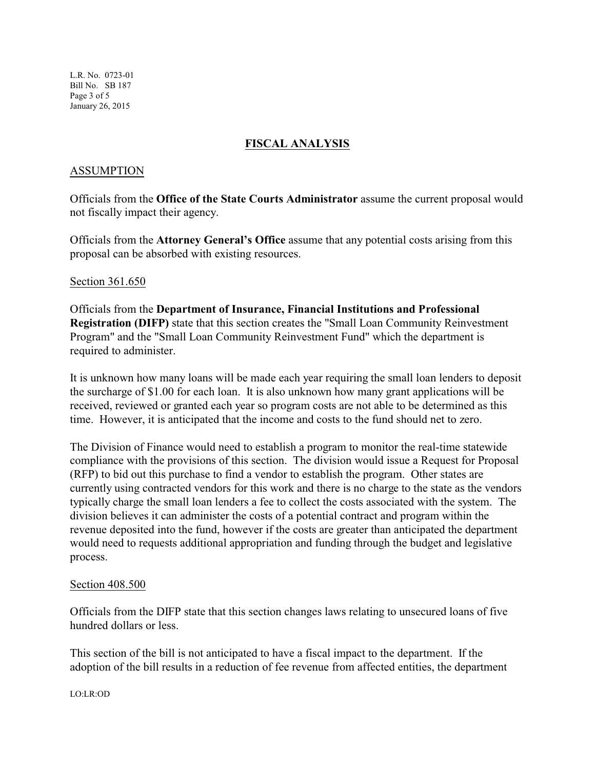## FISCAL ANALYSIS

### ASSUMPTION

Officials from the **Office of the State Courts Administrator** assume the current proposal would not fiscally impact their agency.

Officials from the **Attorney General's Office** assume that any potential costs arising from this proposal can be absorbed with existing resources.

Section 361.650

Officials from the **Department of Insurance, Financial Institutions and Professional Registration (DIFP)** state that this section creates the "Small Loan Community Reinvestment Program" and the "Small Loan Community Reinvestment Fund" which the department is required to administer.

It is unknown how many loans will be made each year requiring the small loan lenders to deposit the surcharge of $1.00 for each loan. It is also unknown how many grant applications will be received, reviewed or granted each year so program costs are not able to be determined as this time. However, it is anticipated that the income and costs to the fund should net to zero.

The Division of Finance would need to establish a program to monitor the real-time statewide compliance with the provisions of this section. The division would issue a Request for Proposal (RFP) to bid out this purchase to find a vendor to establish the program. Other states are currently using contracted vendors for this work and there is no charge to the state as the vendors typically charge the small loan lenders a fee to collect the costs associated with the system. The division believes it can administer the costs of a potential contract and program within the revenue deposited into the fund, however if the costs are greater than anticipated the department would need to requests additional appropriation and funding through the budget and legislative process.

Section 408.500

Officials from the DIFP state that this section changes laws relating to unsecured loans of five hundred dollars or less.

This section of the bill is not anticipated to have a fiscal impact to the department. If the adoption of the bill results in a reduction of fee revenue from affected entities, the department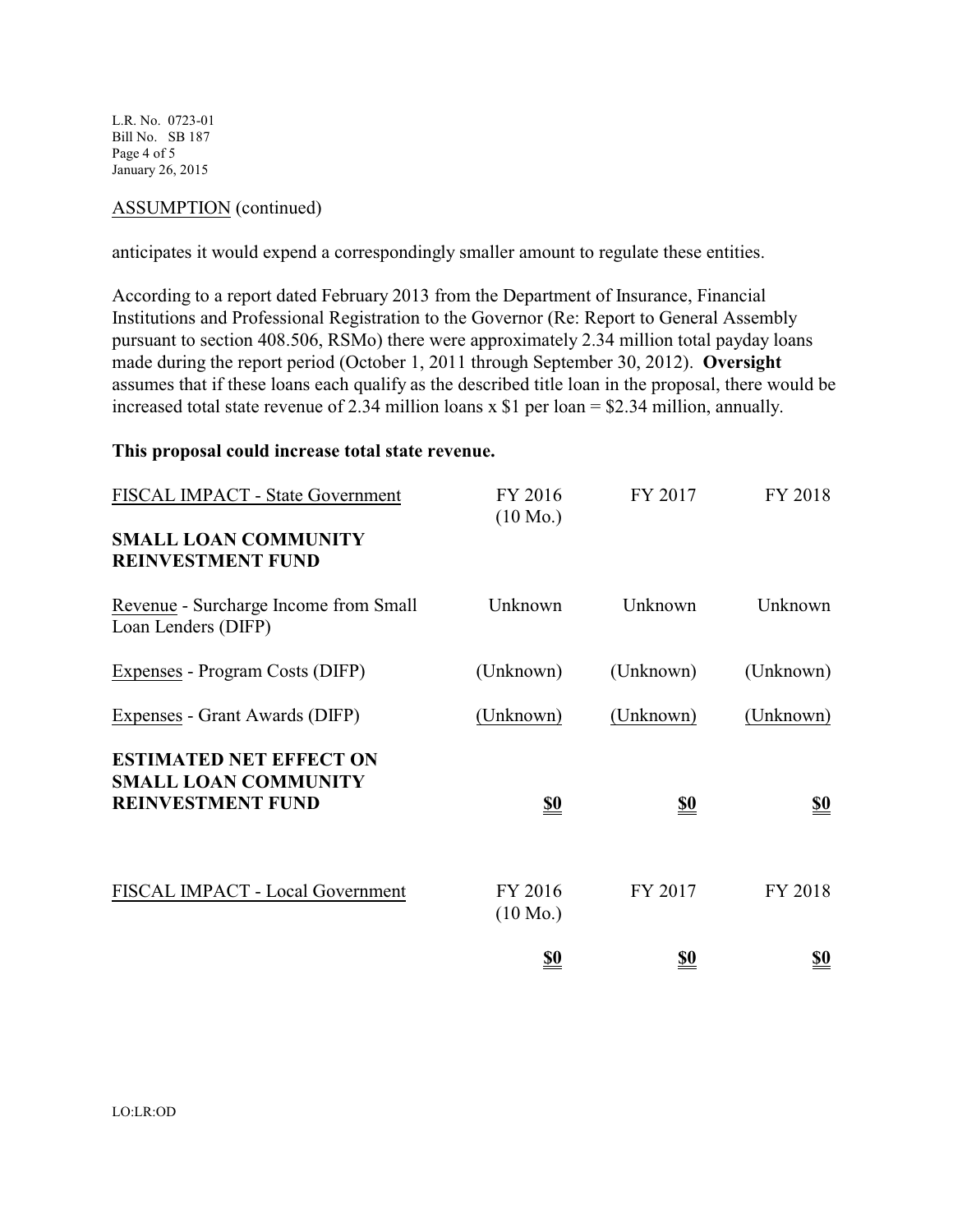ASSUMPTION (continued)

anticipates it would expend a correspondingly smaller amount to regulate these entities.

According to a report dated February 2013 from the Department of Insurance, Financial Institutions and Professional Registration to the Governor (Re: Report to General Assembly pursuant to section 408.506, RSMo) there were approximately 2.34 million total payday loans made during the report period (October 1, 2011 through September 30, 2012). **Oversight** assumes that if these loans each qualify as the described title loan in the proposal, there would be increased total state revenue of 2.34 million loans x $1 per loan = $2.34 million, annually.

**This proposal could increase total state revenue.**

| FISCAL IMPACT - State Government | FY 2016 (10 Mo.) | FY 2017 | FY 2018 |
|---|---|---|---|
| **SMALL LOAN COMMUNITY REINVESTMENT FUND** | | | |
| Revenue - Surcharge Income from Small Loan Lenders (DIFP) | Unknown | Unknown | Unknown |
| Expenses - Program Costs (DIFP) | (Unknown) | (Unknown) | (Unknown) |
| Expenses - Grant Awards (DIFP) | (Unknown) | (Unknown) | (Unknown) |
| **ESTIMATED NET EFFECT ON SMALL LOAN COMMUNITY REINVESTMENT FUND** | **$0** | **$0** | **$0** |

| FISCAL IMPACT - Local Government | FY 2016 (10 Mo.) | FY 2017 | FY 2018 |
|---|---|---|---|
| | **$0** | **$0** | **$0** |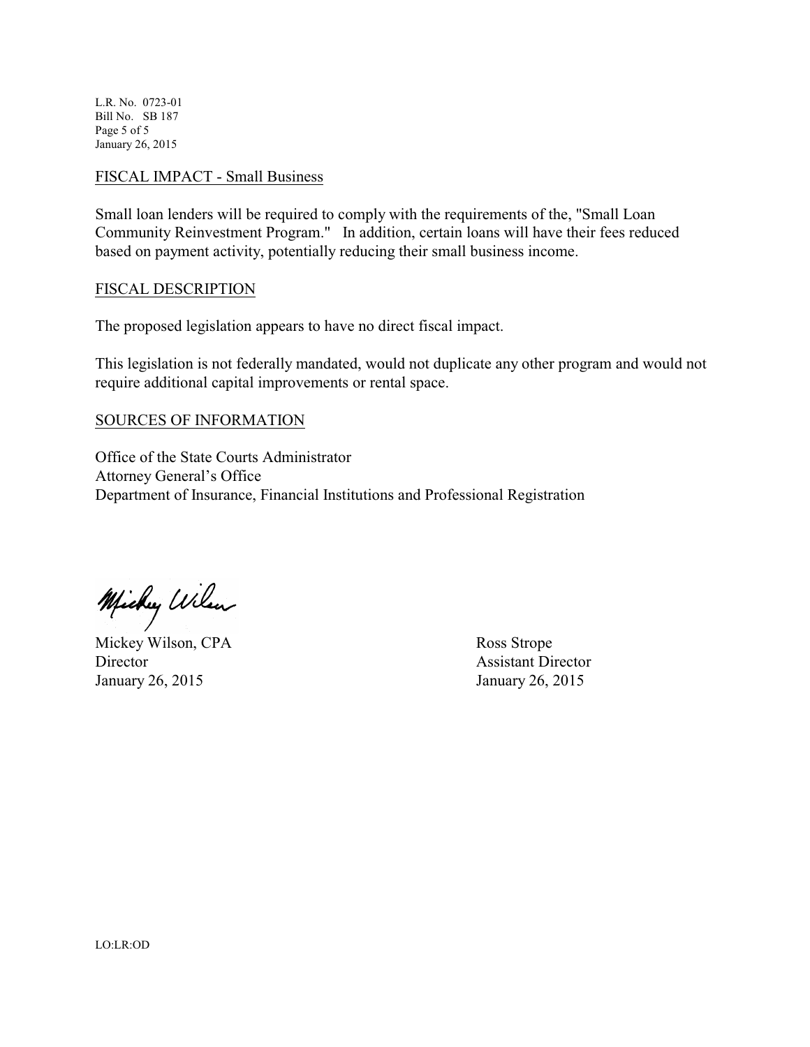## FISCAL IMPACT - Small Business

Small loan lenders will be required to comply with the requirements of the, "Small Loan Community Reinvestment Program." In addition, certain loans will have their fees reduced based on payment activity, potentially reducing their small business income.

## FISCAL DESCRIPTION

The proposed legislation appears to have no direct fiscal impact.

This legislation is not federally mandated, would not duplicate any other program and would not require additional capital improvements or rental space.

## SOURCES OF INFORMATION

Office of the State Courts Administrator
Attorney General's Office
Department of Insurance, Financial Institutions and Professional Registration

Mickey Wilson, CPA
Director
January 26, 2015

Ross Strope
Assistant Director
January 26, 2015

LO:LR:OD